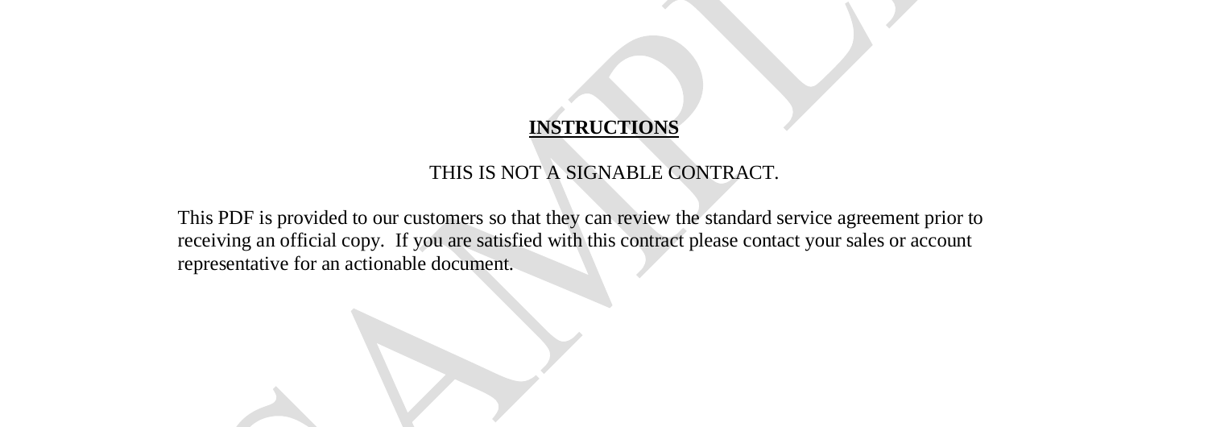# INSTRUCTIONS

THIS IS NOT A SIGNABLE CONTRACT.

This PDF is provided to our customers so that they can review the standard service agreement prior to receiving an official copy. If you are satisfied with this contract please contact your sales or account representative for an actionable document.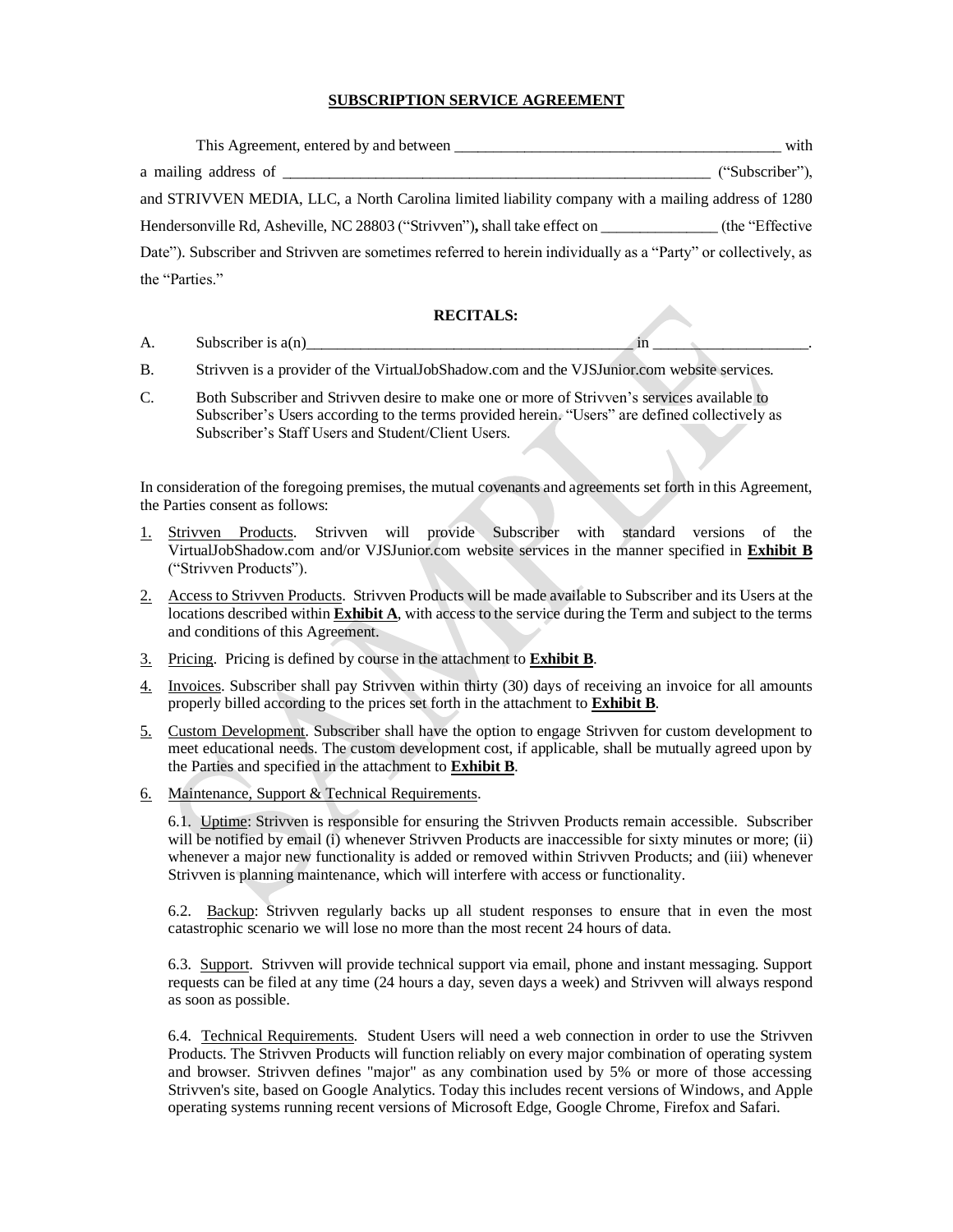## SUBSCRIPTION SERVICE AGREEMENT

This Agreement, entered by and between ___________________________________________ with a mailing address of ________________________________________________________ ("Subscriber"), and STRIVVEN MEDIA, LLC, a North Carolina limited liability company with a mailing address of 1280 Hendersonville Rd, Asheville, NC 28803 ("Strivven"), shall take effect on _______________ (the "Effective Date"). Subscriber and Strivven are sometimes referred to herein individually as a "Party" or collectively, as the "Parties."

### RECITALS:

A. Subscriber is a(n)___________________________________________ in ____________________.

B. Strivven is a provider of the VirtualJobShadow.com and the VJSJunior.com website services.

C. Both Subscriber and Strivven desire to make one or more of Strivven's services available to Subscriber's Users according to the terms provided herein. "Users" are defined collectively as Subscriber's Staff Users and Student/Client Users.

In consideration of the foregoing premises, the mutual covenants and agreements set forth in this Agreement, the Parties consent as follows:

1. Strivven Products. Strivven will provide Subscriber with standard versions of the VirtualJobShadow.com and/or VJSJunior.com website services in the manner specified in **Exhibit B** ("Strivven Products").

2. Access to Strivven Products. Strivven Products will be made available to Subscriber and its Users at the locations described within **Exhibit A**, with access to the service during the Term and subject to the terms and conditions of this Agreement.

3. Pricing. Pricing is defined by course in the attachment to **Exhibit B**.

4. Invoices. Subscriber shall pay Strivven within thirty (30) days of receiving an invoice for all amounts properly billed according to the prices set forth in the attachment to **Exhibit B**.

5. Custom Development. Subscriber shall have the option to engage Strivven for custom development to meet educational needs. The custom development cost, if applicable, shall be mutually agreed upon by the Parties and specified in the attachment to **Exhibit B**.

6. Maintenance, Support & Technical Requirements.

   6.1. Uptime: Strivven is responsible for ensuring the Strivven Products remain accessible. Subscriber will be notified by email (i) whenever Strivven Products are inaccessible for sixty minutes or more; (ii) whenever a major new functionality is added or removed within Strivven Products; and (iii) whenever Strivven is planning maintenance, which will interfere with access or functionality.

   6.2. Backup: Strivven regularly backs up all student responses to ensure that in even the most catastrophic scenario we will lose no more than the most recent 24 hours of data.

   6.3. Support. Strivven will provide technical support via email, phone and instant messaging. Support requests can be filed at any time (24 hours a day, seven days a week) and Strivven will always respond as soon as possible.

   6.4. Technical Requirements. Student Users will need a web connection in order to use the Strivven Products. The Strivven Products will function reliably on every major combination of operating system and browser. Strivven defines "major" as any combination used by 5% or more of those accessing Strivven's site, based on Google Analytics. Today this includes recent versions of Windows, and Apple operating systems running recent versions of Microsoft Edge, Google Chrome, Firefox and Safari.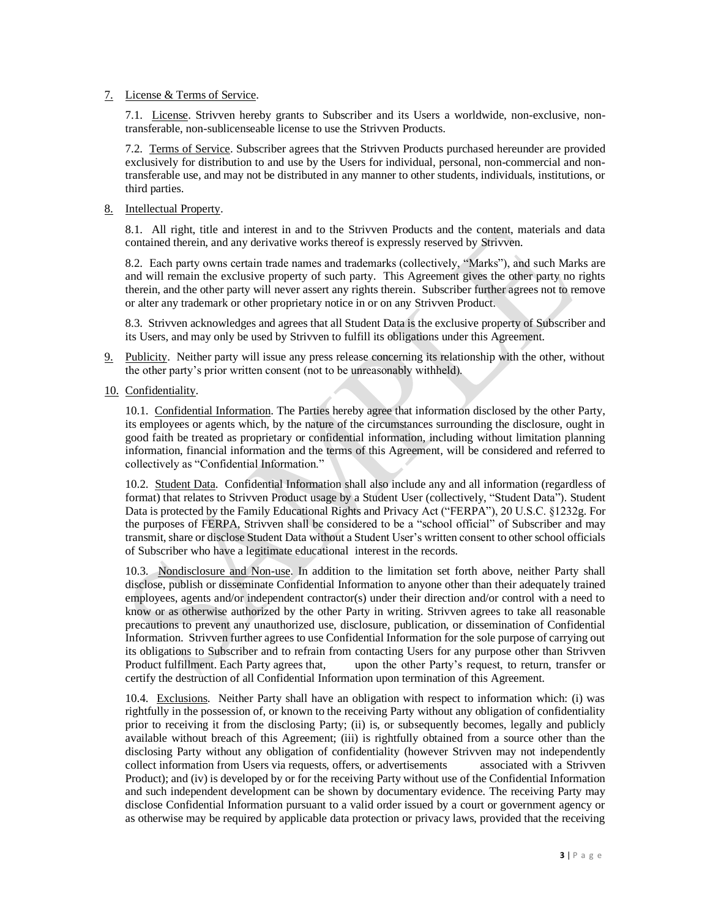7. License & Terms of Service.

7.1. License. Strivven hereby grants to Subscriber and its Users a worldwide, non-exclusive, non-transferable, non-sublicenseable license to use the Strivven Products.

7.2. Terms of Service. Subscriber agrees that the Strivven Products purchased hereunder are provided exclusively for distribution to and use by the Users for individual, personal, non-commercial and non-transferable use, and may not be distributed in any manner to other students, individuals, institutions, or third parties.

8. Intellectual Property.

8.1. All right, title and interest in and to the Strivven Products and the content, materials and data contained therein, and any derivative works thereof is expressly reserved by Strivven.

8.2. Each party owns certain trade names and trademarks (collectively, "Marks"), and such Marks are and will remain the exclusive property of such party. This Agreement gives the other party no rights therein, and the other party will never assert any rights therein. Subscriber further agrees not to remove or alter any trademark or other proprietary notice in or on any Strivven Product.

8.3. Strivven acknowledges and agrees that all Student Data is the exclusive property of Subscriber and its Users, and may only be used by Strivven to fulfill its obligations under this Agreement.

9. Publicity. Neither party will issue any press release concerning its relationship with the other, without the other party's prior written consent (not to be unreasonably withheld).

10. Confidentiality.

10.1. Confidential Information. The Parties hereby agree that information disclosed by the other Party, its employees or agents which, by the nature of the circumstances surrounding the disclosure, ought in good faith be treated as proprietary or confidential information, including without limitation planning information, financial information and the terms of this Agreement, will be considered and referred to collectively as "Confidential Information."

10.2. Student Data. Confidential Information shall also include any and all information (regardless of format) that relates to Strivven Product usage by a Student User (collectively, "Student Data"). Student Data is protected by the Family Educational Rights and Privacy Act ("FERPA"), 20 U.S.C. §1232g. For the purposes of FERPA, Strivven shall be considered to be a "school official" of Subscriber and may transmit, share or disclose Student Data without a Student User's written consent to other school officials of Subscriber who have a legitimate educational interest in the records.

10.3. Nondisclosure and Non-use. In addition to the limitation set forth above, neither Party shall disclose, publish or disseminate Confidential Information to anyone other than their adequately trained employees, agents and/or independent contractor(s) under their direction and/or control with a need to know or as otherwise authorized by the other Party in writing. Strivven agrees to take all reasonable precautions to prevent any unauthorized use, disclosure, publication, or dissemination of Confidential Information. Strivven further agrees to use Confidential Information for the sole purpose of carrying out its obligations to Subscriber and to refrain from contacting Users for any purpose other than Strivven Product fulfillment. Each Party agrees that, upon the other Party's request, to return, transfer or certify the destruction of all Confidential Information upon termination of this Agreement.

10.4. Exclusions. Neither Party shall have an obligation with respect to information which: (i) was rightfully in the possession of, or known to the receiving Party without any obligation of confidentiality prior to receiving it from the disclosing Party; (ii) is, or subsequently becomes, legally and publicly available without breach of this Agreement; (iii) is rightfully obtained from a source other than the disclosing Party without any obligation of confidentiality (however Strivven may not independently collect information from Users via requests, offers, or advertisements associated with a Strivven Product); and (iv) is developed by or for the receiving Party without use of the Confidential Information and such independent development can be shown by documentary evidence. The receiving Party may disclose Confidential Information pursuant to a valid order issued by a court or government agency or as otherwise may be required by applicable data protection or privacy laws, provided that the receiving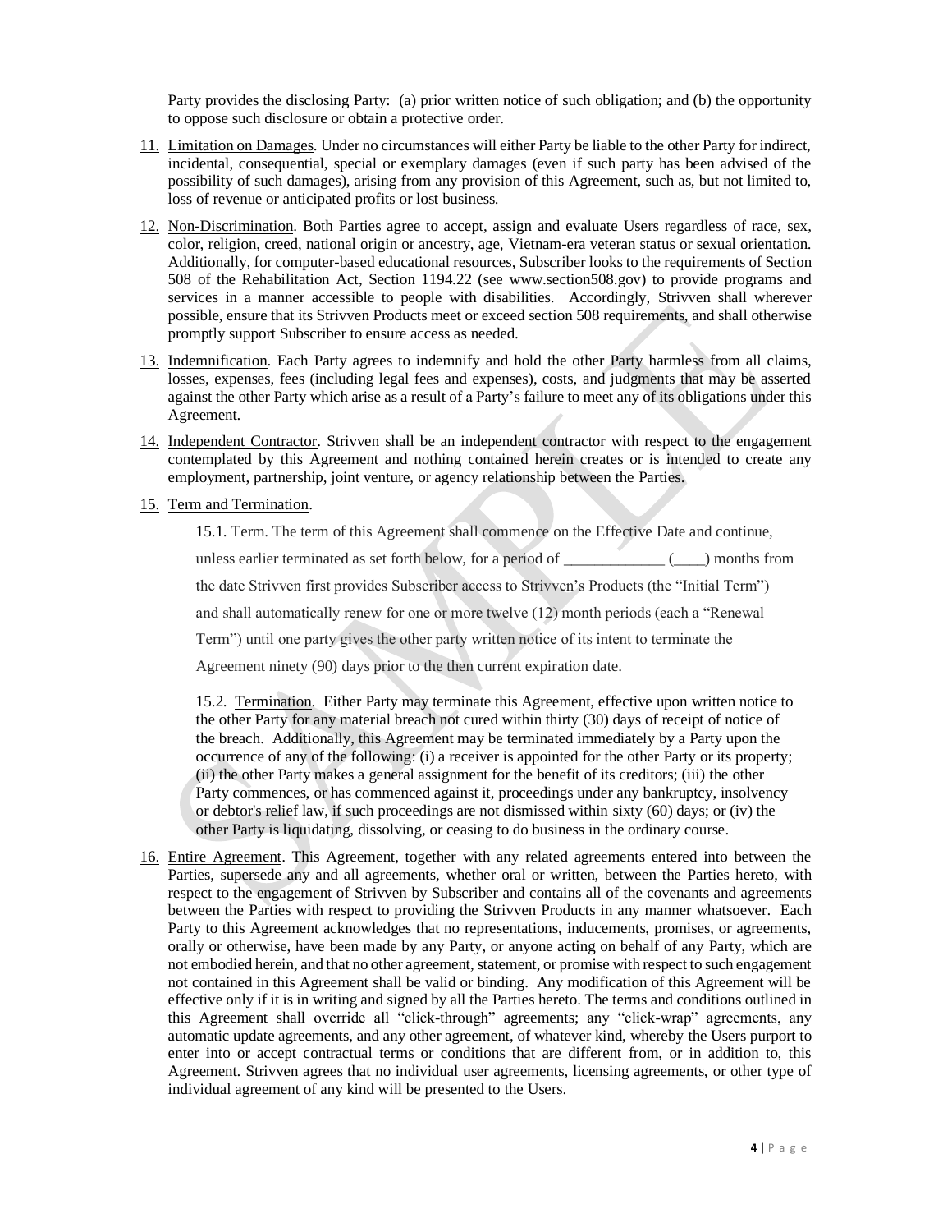Party provides the disclosing Party: (a) prior written notice of such obligation; and (b) the opportunity to oppose such disclosure or obtain a protective order.

11. Limitation on Damages. Under no circumstances will either Party be liable to the other Party for indirect, incidental, consequential, special or exemplary damages (even if such party has been advised of the possibility of such damages), arising from any provision of this Agreement, such as, but not limited to, loss of revenue or anticipated profits or lost business.

12. Non-Discrimination. Both Parties agree to accept, assign and evaluate Users regardless of race, sex, color, religion, creed, national origin or ancestry, age, Vietnam-era veteran status or sexual orientation. Additionally, for computer-based educational resources, Subscriber looks to the requirements of Section 508 of the Rehabilitation Act, Section 1194.22 (see www.section508.gov) to provide programs and services in a manner accessible to people with disabilities. Accordingly, Strivven shall wherever possible, ensure that its Strivven Products meet or exceed section 508 requirements, and shall otherwise promptly support Subscriber to ensure access as needed.

13. Indemnification. Each Party agrees to indemnify and hold the other Party harmless from all claims, losses, expenses, fees (including legal fees and expenses), costs, and judgments that may be asserted against the other Party which arise as a result of a Party's failure to meet any of its obligations under this Agreement.

14. Independent Contractor. Strivven shall be an independent contractor with respect to the engagement contemplated by this Agreement and nothing contained herein creates or is intended to create any employment, partnership, joint venture, or agency relationship between the Parties.

15. Term and Termination.

    15.1. Term. The term of this Agreement shall commence on the Effective Date and continue, unless earlier terminated as set forth below, for a period of _____________ (____) months from the date Strivven first provides Subscriber access to Strivven's Products (the "Initial Term") and shall automatically renew for one or more twelve (12) month periods (each a "Renewal Term") until one party gives the other party written notice of its intent to terminate the Agreement ninety (90) days prior to the then current expiration date.

    15.2. Termination. Either Party may terminate this Agreement, effective upon written notice to the other Party for any material breach not cured within thirty (30) days of receipt of notice of the breach. Additionally, this Agreement may be terminated immediately by a Party upon the occurrence of any of the following: (i) a receiver is appointed for the other Party or its property; (ii) the other Party makes a general assignment for the benefit of its creditors; (iii) the other Party commences, or has commenced against it, proceedings under any bankruptcy, insolvency or debtor's relief law, if such proceedings are not dismissed within sixty (60) days; or (iv) the other Party is liquidating, dissolving, or ceasing to do business in the ordinary course.

16. Entire Agreement. This Agreement, together with any related agreements entered into between the Parties, supersede any and all agreements, whether oral or written, between the Parties hereto, with respect to the engagement of Strivven by Subscriber and contains all of the covenants and agreements between the Parties with respect to providing the Strivven Products in any manner whatsoever. Each Party to this Agreement acknowledges that no representations, inducements, promises, or agreements, orally or otherwise, have been made by any Party, or anyone acting on behalf of any Party, which are not embodied herein, and that no other agreement, statement, or promise with respect to such engagement not contained in this Agreement shall be valid or binding. Any modification of this Agreement will be effective only if it is in writing and signed by all the Parties hereto. The terms and conditions outlined in this Agreement shall override all "click-through" agreements; any "click-wrap" agreements, any automatic update agreements, and any other agreement, of whatever kind, whereby the Users purport to enter into or accept contractual terms or conditions that are different from, or in addition to, this Agreement. Strivven agrees that no individual user agreements, licensing agreements, or other type of individual agreement of any kind will be presented to the Users.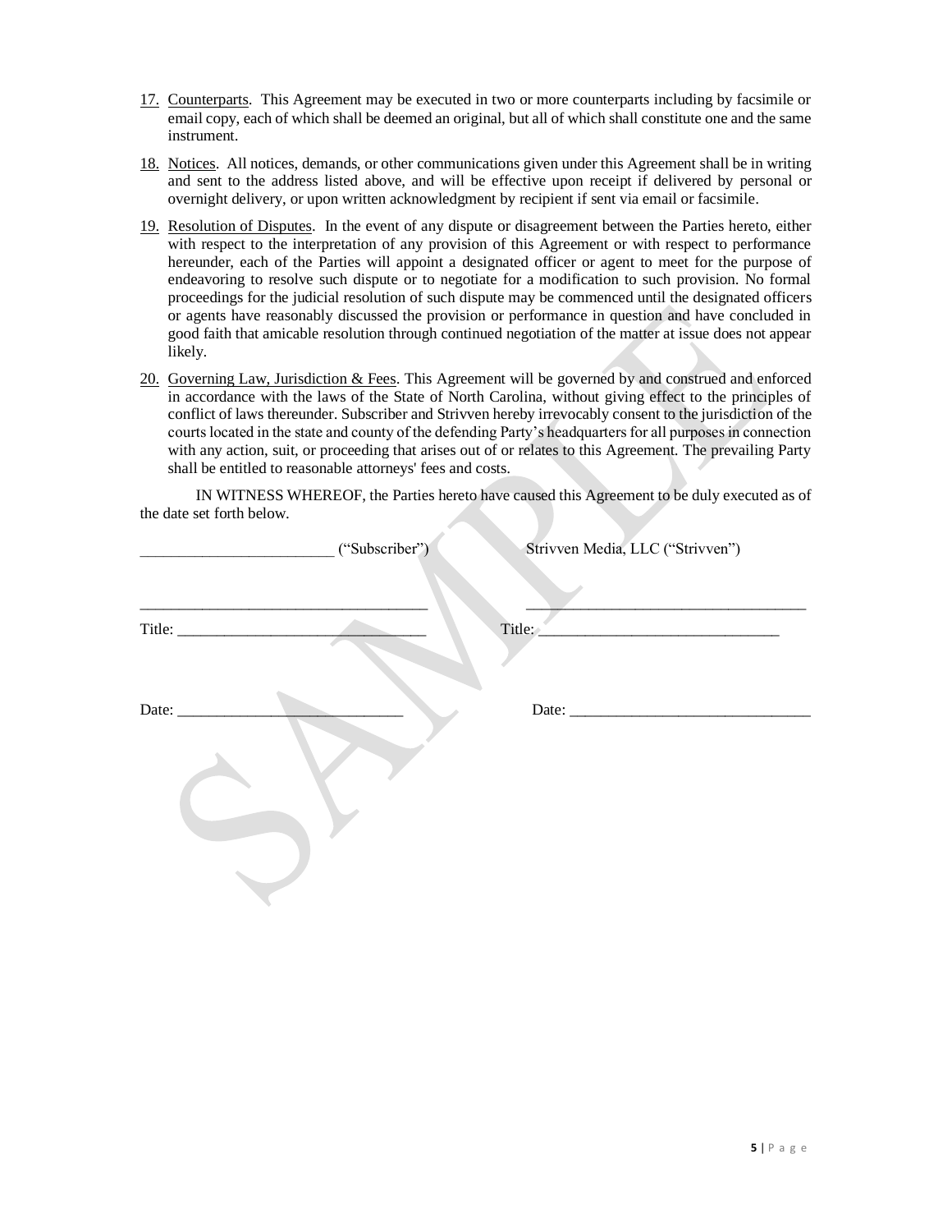17. <u>Counterparts</u>. This Agreement may be executed in two or more counterparts including by facsimile or email copy, each of which shall be deemed an original, but all of which shall constitute one and the same instrument.

18. <u>Notices</u>. All notices, demands, or other communications given under this Agreement shall be in writing and sent to the address listed above, and will be effective upon receipt if delivered by personal or overnight delivery, or upon written acknowledgment by recipient if sent via email or facsimile.

19. <u>Resolution of Disputes</u>. In the event of any dispute or disagreement between the Parties hereto, either with respect to the interpretation of any provision of this Agreement or with respect to performance hereunder, each of the Parties will appoint a designated officer or agent to meet for the purpose of endeavoring to resolve such dispute or to negotiate for a modification to such provision. No formal proceedings for the judicial resolution of such dispute may be commenced until the designated officers or agents have reasonably discussed the provision or performance in question and have concluded in good faith that amicable resolution through continued negotiation of the matter at issue does not appear likely.

20. <u>Governing Law, Jurisdiction & Fees</u>. This Agreement will be governed by and construed and enforced in accordance with the laws of the State of North Carolina, without giving effect to the principles of conflict of laws thereunder. Subscriber and Strivven hereby irrevocably consent to the jurisdiction of the courts located in the state and county of the defending Party's headquarters for all purposes in connection with any action, suit, or proceeding that arises out of or relates to this Agreement. The prevailing Party shall be entitled to reasonable attorneys' fees and costs.

IN WITNESS WHEREOF, the Parties hereto have caused this Agreement to be duly executed as of the date set forth below.

| _________________________ ("Subscriber") | Strivven Media, LLC ("Strivven") |
|---|---|
| ____________________________________ | ____________________________________ |
| Title: _______________________________ | Title: ______________________________ |
| Date: _____________________________ | Date: ______________________________ |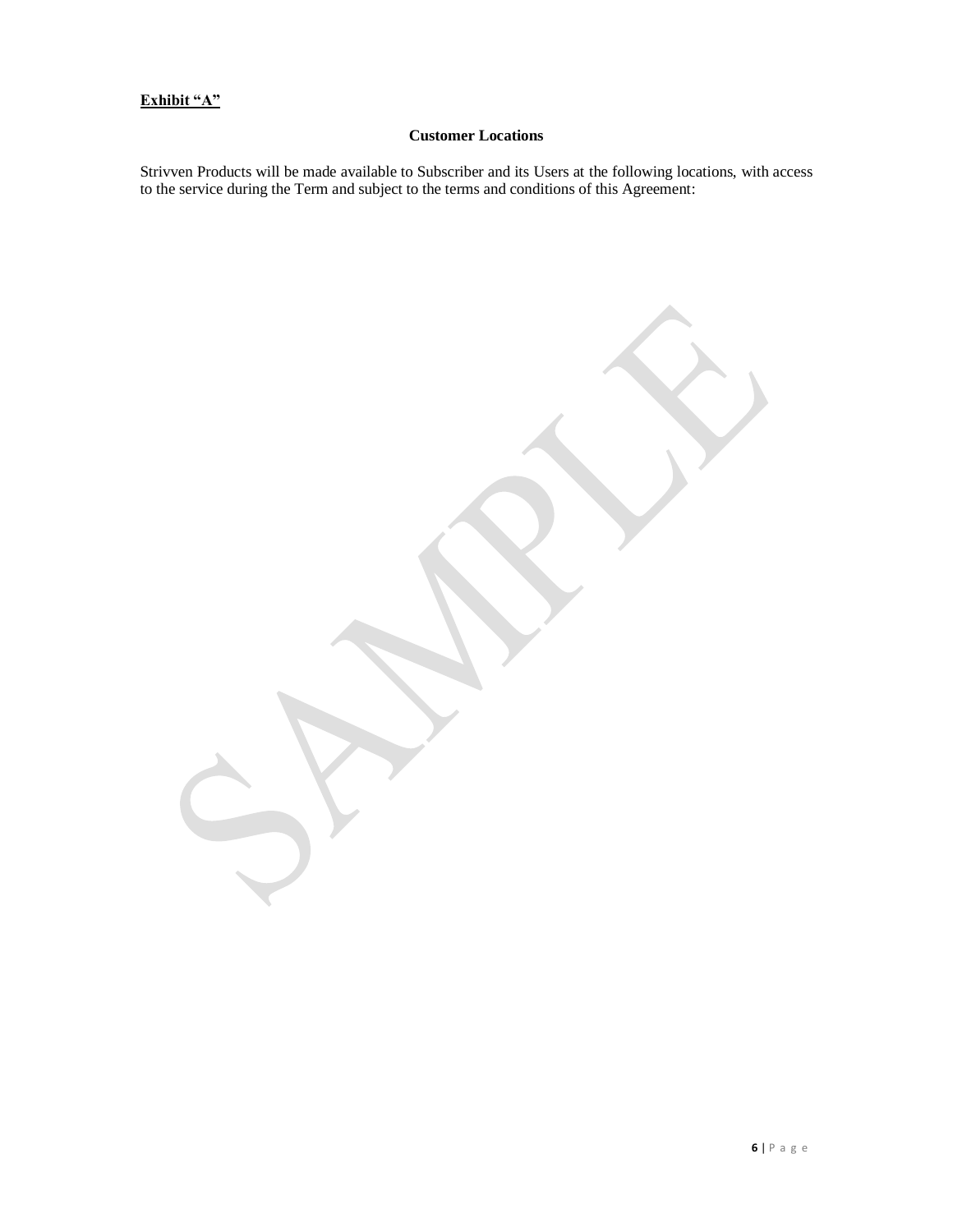**Exhibit "A"**

**Customer Locations**

Strivven Products will be made available to Subscriber and its Users at the following locations, with access to the service during the Term and subject to the terms and conditions of this Agreement: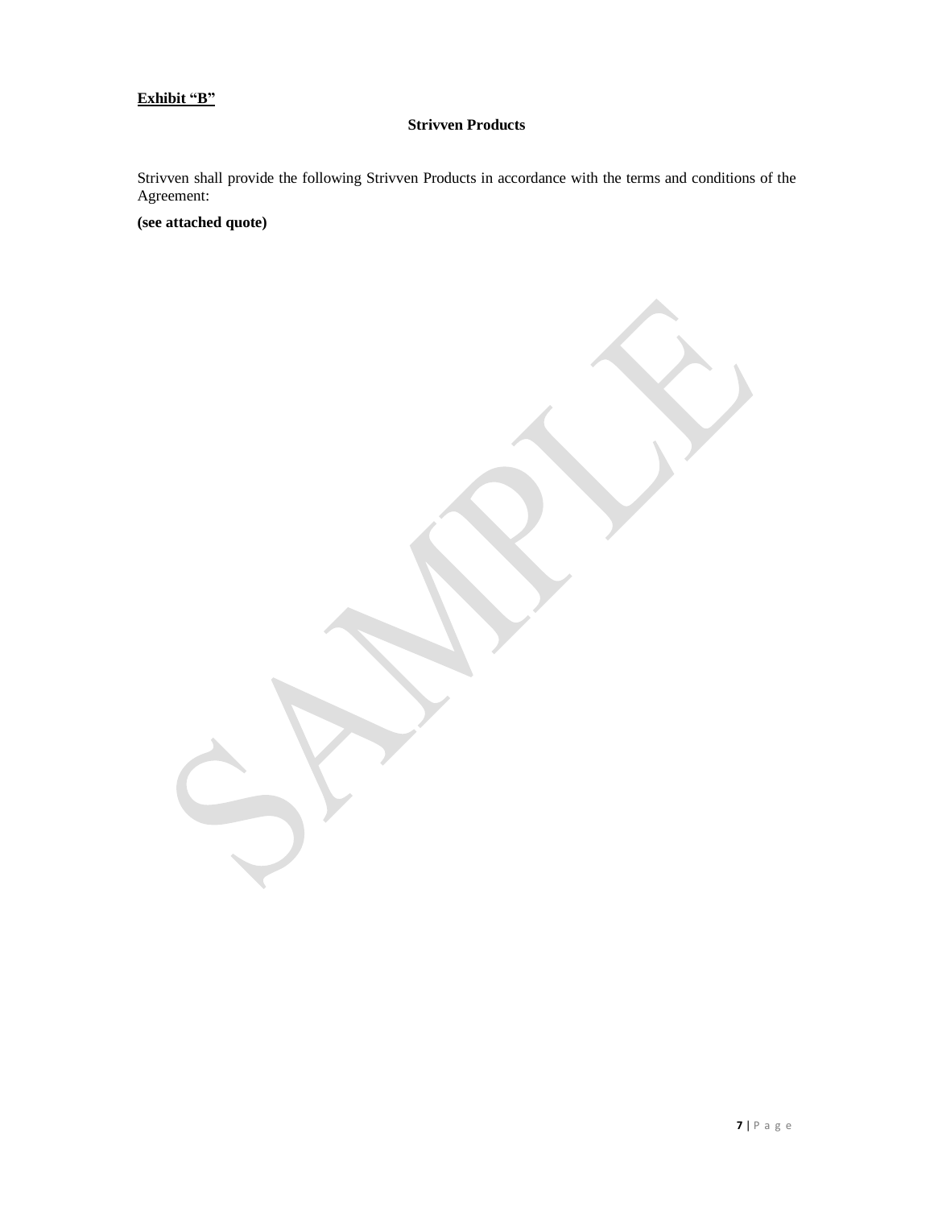**<u>Exhibit "B"</u>**

**Strivven Products**

Strivven shall provide the following Strivven Products in accordance with the terms and conditions of the Agreement:

**(see attached quote)**

SAMPLE